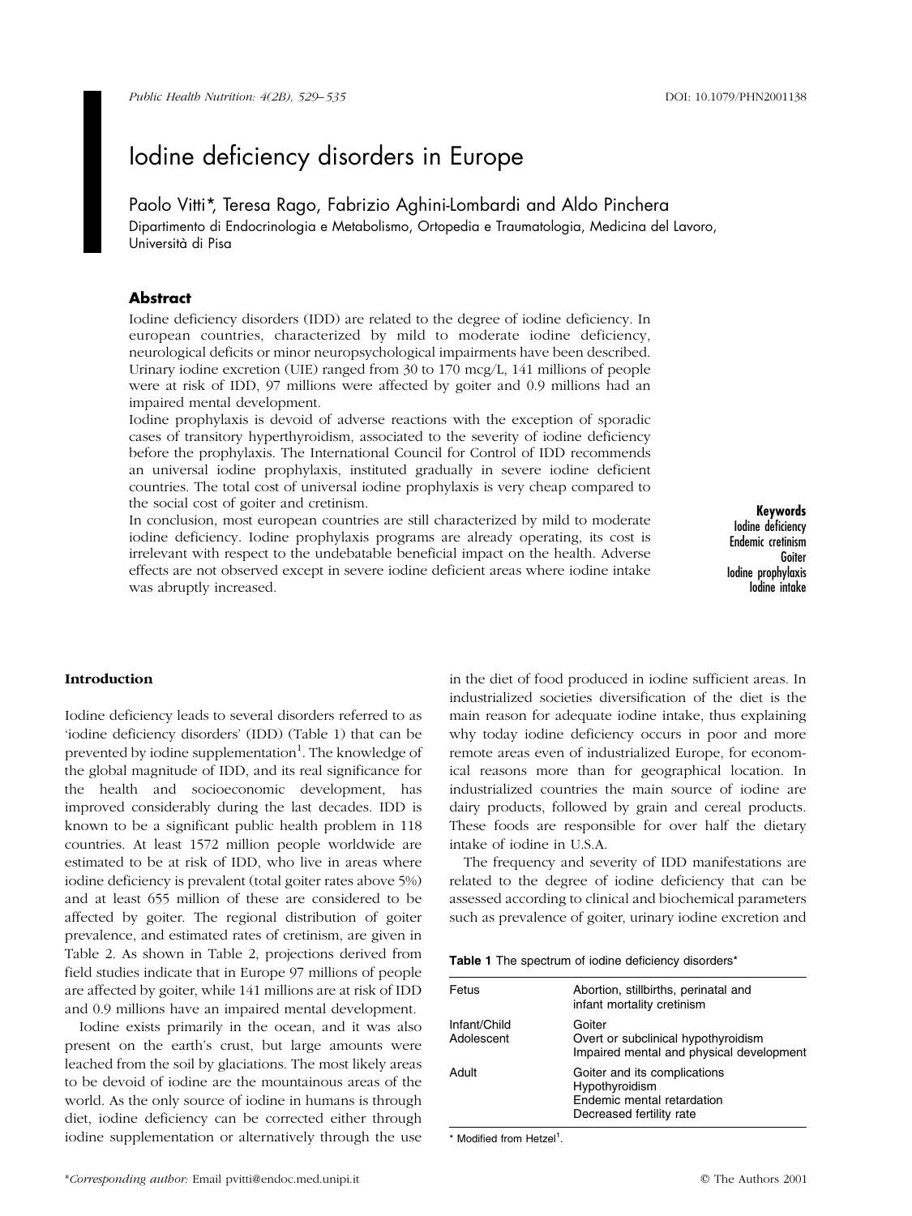// Iodine deficiency disorders in Europe

Paolo Vitti*, Teresa Rago, Fabrizio Aghini-Lombardi and Aldo Pinchera

Dipartimento di Endocrinologia e Metabolismo, Ortopedia e Traumatologia, Medicina del Lavoro, Università di Pisa

## Abstract

Iodine deficiency disorders (IDD) are related to the degree of iodine deficiency. In european countries, characterized by mild to moderate iodine deficiency, neurological deficits or minor neuropsychological impairments have been described. Urinary iodine excretion (UIE) ranged from 30 to 170 mcg/L, 141 millions of people were at risk of IDD, 97 millions were affected by goiter and 0.9 millions had an impaired mental development.

Iodine prophylaxis is devoid of adverse reactions with the exception of sporadic cases of transitory hyperthyroidism, associated to the severity of iodine deficiency before the prophylaxis. The International Council for Control of IDD recommends an universal iodine prophylaxis, instituted gradually in severe iodine deficient countries. The total cost of universal iodine prophylaxis is very cheap compared to the social cost of goiter and cretinism.

In conclusion, most european countries are still characterized by mild to moderate iodine deficiency. Iodine prophylaxis programs are already operating, its cost is irrelevant with respect to the undebatable beneficial impact on the health. Adverse effects are not observed except in severe iodine deficient areas where iodine intake was abruptly increased.

**Keywords**
Iodine deficiency
Endemic cretinism
Goiter
Iodine prophylaxis
Iodine intake

## Introduction

Iodine deficiency leads to several disorders referred to as 'iodine deficiency disorders' (IDD) (Table 1) that can be prevented by iodine supplementation[1]. The knowledge of the global magnitude of IDD, and its real significance for the health and socioeconomic development, has improved considerably during the last decades. IDD is known to be a significant public health problem in 118 countries. At least 1572 million people worldwide are estimated to be at risk of IDD, who live in areas where iodine deficiency is prevalent (total goiter rates above 5%) and at least 655 million of these are considered to be affected by goiter. The regional distribution of goiter prevalence, and estimated rates of cretinism, are given in Table 2. As shown in Table 2, projections derived from field studies indicate that in Europe 97 millions of people are affected by goiter, while 141 millions are at risk of IDD and 0.9 millions have an impaired mental development.

Iodine exists primarily in the ocean, and it was also present on the earth's crust, but large amounts were leached from the soil by glaciations. The most likely areas to be devoid of iodine are the mountainous areas of the world. As the only source of iodine in humans is through diet, iodine deficiency can be corrected either through iodine supplementation or alternatively through the use in the diet of food produced in iodine sufficient areas. In industrialized societies diversification of the diet is the main reason for adequate iodine intake, thus explaining why today iodine deficiency occurs in poor and more remote areas even of industrialized Europe, for economical reasons more than for geographical location. In industrialized countries the main source of iodine are dairy products, followed by grain and cereal products. These foods are responsible for over half the dietary intake of iodine in U.S.A.

The frequency and severity of IDD manifestations are related to the degree of iodine deficiency that can be assessed according to clinical and biochemical parameters such as prevalence of goiter, urinary iodine excretion and

**Table 1** The spectrum of iodine deficiency disorders*

| | |
|---|---|
| Fetus | Abortion, stillbirths, perinatal and infant mortality cretinism |
| Infant/Child Adolescent | Goiter<br>Overt or subclinical hypothyroidism<br>Impaired mental and physical development |
| Adult | Goiter and its complications<br>Hypothyroidism<br>Endemic mental retardation<br>Decreased fertility rate |

\* Modified from Hetzel[1].

*Corresponding author: Email pvitti@endoc.med.unipi.it

© The Authors 2001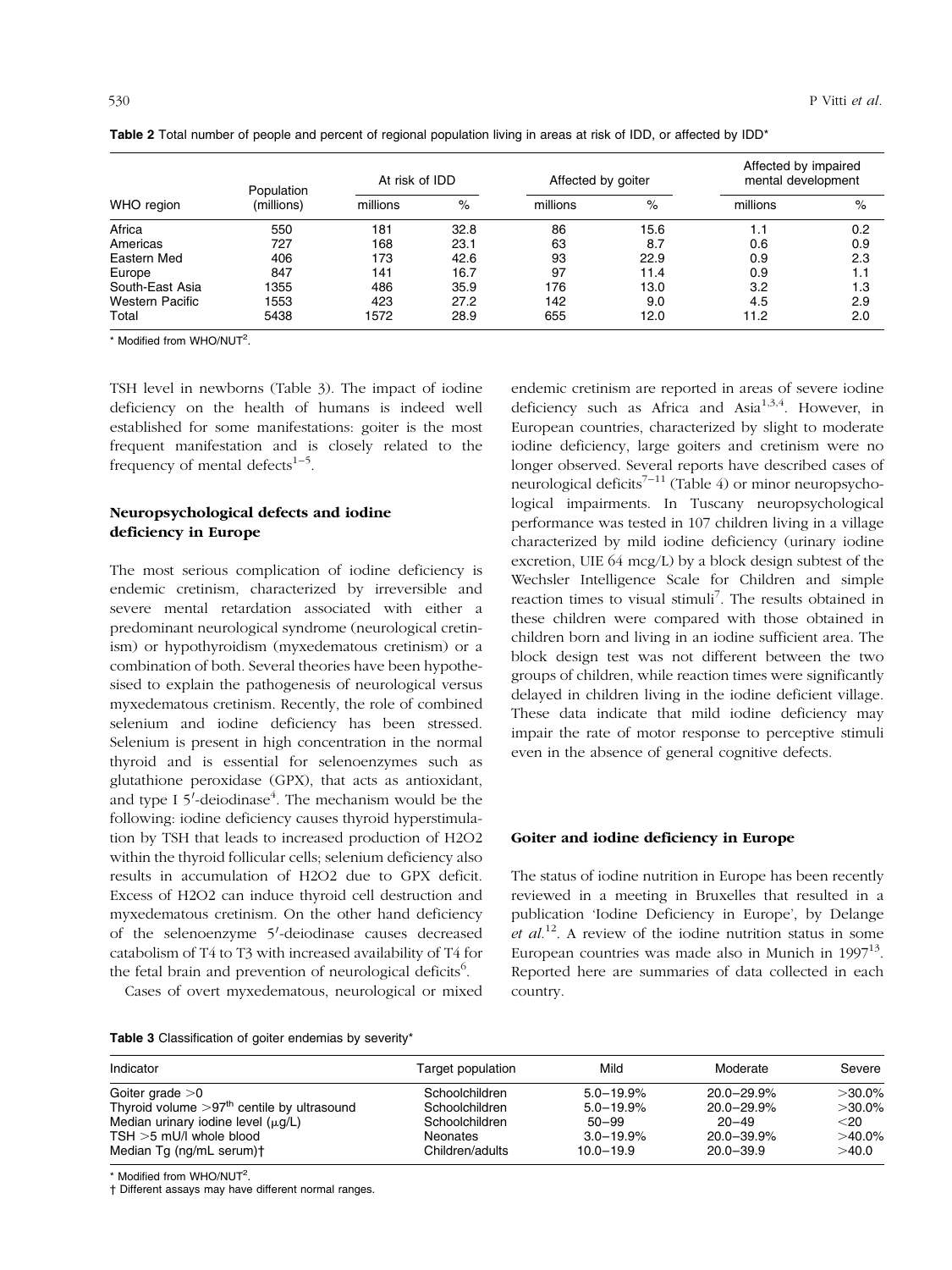**Table 2** Total number of people and percent of regional population living in areas at risk of IDD, or affected by IDD*

| WHO region | Population (millions) | At risk of IDD | | Affected by goiter | | Affected by impaired mental development | |
|---|---|---|---|---|---|---|---|
| | | millions | % | millions | % | millions | % |
| Africa | 550 | 181 | 32.8 | 86 | 15.6 | 1.1 | 0.2 |
| Americas | 727 | 168 | 23.1 | 63 | 8.7 | 0.6 | 0.9 |
| Eastern Med | 406 | 173 | 42.6 | 93 | 22.9 | 0.9 | 2.3 |
| Europe | 847 | 141 | 16.7 | 97 | 11.4 | 0.9 | 1.1 |
| South-East Asia | 1355 | 486 | 35.9 | 176 | 13.0 | 3.2 | 1.3 |
| Western Pacific | 1553 | 423 | 27.2 | 142 | 9.0 | 4.5 | 2.9 |
| Total | 5438 | 1572 | 28.9 | 655 | 12.0 | 11.2 | 2.0 |

* Modified from WHO/NUT[2].

TSH level in newborns (Table 3). The impact of iodine deficiency on the health of humans is indeed well established for some manifestations: goiter is the most frequent manifestation and is closely related to the frequency of mental defects[1–5].

## Neuropsychological defects and iodine deficiency in Europe

The most serious complication of iodine deficiency is endemic cretinism, characterized by irreversible and severe mental retardation associated with either a predominant neurological syndrome (neurological cretinism) or hypothyroidism (myxedematous cretinism) or a combination of both. Several theories have been hypothesised to explain the pathogenesis of neurological versus myxedematous cretinism. Recently, the role of combined selenium and iodine deficiency has been stressed. Selenium is present in high concentration in the normal thyroid and is essential for selenoenzymes such as glutathione peroxidase (GPX), that acts as antioxidant, and type I 5′-deiodinase[4]. The mechanism would be the following: iodine deficiency causes thyroid hyperstimulation by TSH that leads to increased production of $H_2O_2$ within the thyroid follicular cells; selenium deficiency also results in accumulation of $H_2O_2$ due to GPX deficit. Excess of $H_2O_2$ can induce thyroid cell destruction and myxedematous cretinism. On the other hand deficiency of the selenoenzyme 5′-deiodinase causes decreased catabolism of T4 to T3 with increased availability of T4 for the fetal brain and prevention of neurological deficits[6].

Cases of overt myxedematous, neurological or mixed endemic cretinism are reported in areas of severe iodine deficiency such as Africa and Asia[1,3,4]. However, in European countries, characterized by slight to moderate iodine deficiency, large goiters and cretinism were no longer observed. Several reports have described cases of neurological deficits[7–11] (Table 4) or minor neuropsychological impairments. In Tuscany neuropsychological performance was tested in 107 children living in a village characterized by mild iodine deficiency (urinary iodine excretion, UIE 64 mcg/L) by a block design subtest of the Wechsler Intelligence Scale for Children and simple reaction times to visual stimuli[7]. The results obtained in these children were compared with those obtained in children born and living in an iodine sufficient area. The block design test was not different between the two groups of children, while reaction times were significantly delayed in children living in the iodine deficient village. These data indicate that mild iodine deficiency may impair the rate of motor response to perceptive stimuli even in the absence of general cognitive defects.

## Goiter and iodine deficiency in Europe

The status of iodine nutrition in Europe has been recently reviewed in a meeting in Bruxelles that resulted in a publication 'Iodine Deficiency in Europe', by Delange *et al.*[12]. A review of the iodine nutrition status in some European countries was made also in Munich in 1997[13]. Reported here are summaries of data collected in each country.

**Table 3** Classification of goiter endemias by severity*

| Indicator | Target population | Mild | Moderate | Severe |
|---|---|---|---|---|
| Goiter grade >0 | Schoolchildren | 5.0–19.9% | 20.0–29.9% | >30.0% |
| Thyroid volume >97th centile by ultrasound | Schoolchildren | 5.0–19.9% | 20.0–29.9% | >30.0% |
| Median urinary iodine level (μg/L) | Schoolchildren | 50–99 | 20–49 | <20 |
| TSH >5 mU/l whole blood | Neonates | 3.0–19.9% | 20.0–39.9% | >40.0% |
| Median Tg (ng/mL serum)† | Children/adults | 10.0–19.9 | 20.0–39.9 | >40.0 |

* Modified from WHO/NUT[2].
† Different assays may have different normal ranges.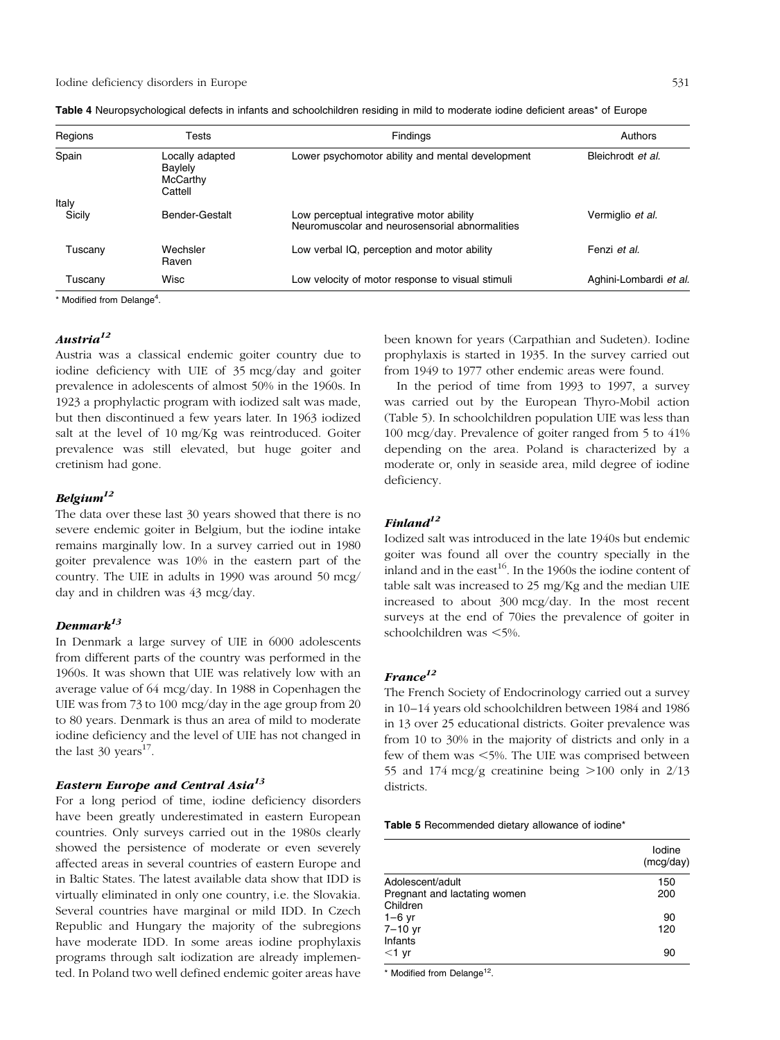**Table 4** Neuropsychological defects in infants and schoolchildren residing in mild to moderate iodine deficient areas* of Europe

| Regions | Tests | Findings | Authors |
|---|---|---|---|
| Spain | Locally adapted Baylely McCarthy Cattell | Lower psychomotor ability and mental development | Bleichrodt *et al.* |
| Italy | | | |
| Sicily | Bender-Gestalt | Low perceptual integrative motor ability Neuromuscolar and neurosensorial abnormalities | Vermiglio *et al.* |
| Tuscany | Wechsler Raven | Low verbal IQ, perception and motor ability | Fenzi *et al.* |
| Tuscany | Wisc | Low velocity of motor response to visual stimuli | Aghini-Lombardi *et al.* |

* Modified from Delange[4].

### *Austria*[12]

Austria was a classical endemic goiter country due to iodine deficiency with UIE of 35 mcg/day and goiter prevalence in adolescents of almost 50% in the 1960s. In 1923 a prophylactic program with iodized salt was made, but then discontinued a few years later. In 1963 iodized salt at the level of 10 mg/Kg was reintroduced. Goiter prevalence was still elevated, but huge goiter and cretinism had gone.

### *Belgium*[12]

The data over these last 30 years showed that there is no severe endemic goiter in Belgium, but the iodine intake remains marginally low. In a survey carried out in 1980 goiter prevalence was 10% in the eastern part of the country. The UIE in adults in 1990 was around 50 mcg/day and in children was 43 mcg/day.

### *Denmark*[13]

In Denmark a large survey of UIE in 6000 adolescents from different parts of the country was performed in the 1960s. It was shown that UIE was relatively low with an average value of 64 mcg/day. In 1988 in Copenhagen the UIE was from 73 to 100 mcg/day in the age group from 20 to 80 years. Denmark is thus an area of mild to moderate iodine deficiency and the level of UIE has not changed in the last 30 years[17].

### *Eastern Europe and Central Asia*[13]

For a long period of time, iodine deficiency disorders have been greatly underestimated in eastern European countries. Only surveys carried out in the 1980s clearly showed the persistence of moderate or even severely affected areas in several countries of eastern Europe and in Baltic States. The latest available data show that IDD is virtually eliminated in only one country, i.e. the Slovakia. Several countries have marginal or mild IDD. In Czech Republic and Hungary the majority of the subregions have moderate IDD. In some areas iodine prophylaxis programs through salt iodization are already implemented. In Poland two well defined endemic goiter areas have been known for years (Carpathian and Sudeten). Iodine prophylaxis is started in 1935. In the survey carried out from 1949 to 1977 other endemic areas were found.

In the period of time from 1993 to 1997, a survey was carried out by the European Thyro-Mobil action (Table 5). In schoolchildren population UIE was less than 100 mcg/day. Prevalence of goiter ranged from 5 to 41% depending on the area. Poland is characterized by a moderate or, only in seaside area, mild degree of iodine deficiency.

### *Finland*[12]

Iodized salt was introduced in the late 1940s but endemic goiter was found all over the country specially in the inland and in the east[16]. In the 1960s the iodine content of table salt was increased to 25 mg/Kg and the median UIE increased to about 300 mcg/day. In the most recent surveys at the end of 70ies the prevalence of goiter in schoolchildren was <5%.

### *France*[12]

The French Society of Endocrinology carried out a survey in 10–14 years old schoolchildren between 1984 and 1986 in 13 over 25 educational districts. Goiter prevalence was from 10 to 30% in the majority of districts and only in a few of them was <5%. The UIE was comprised between 55 and 174 mcg/g creatinine being >100 only in 2/13 districts.

**Table 5** Recommended dietary allowance of iodine*

| | Iodine (mcg/day) |
|---|---|
| Adolescent/adult | 150 |
| Pregnant and lactating women | 200 |
| Children | |
| 1–6 yr | 90 |
| 7–10 yr | 120 |
| Infants | |
| <1 yr | 90 |

* Modified from Delange[12].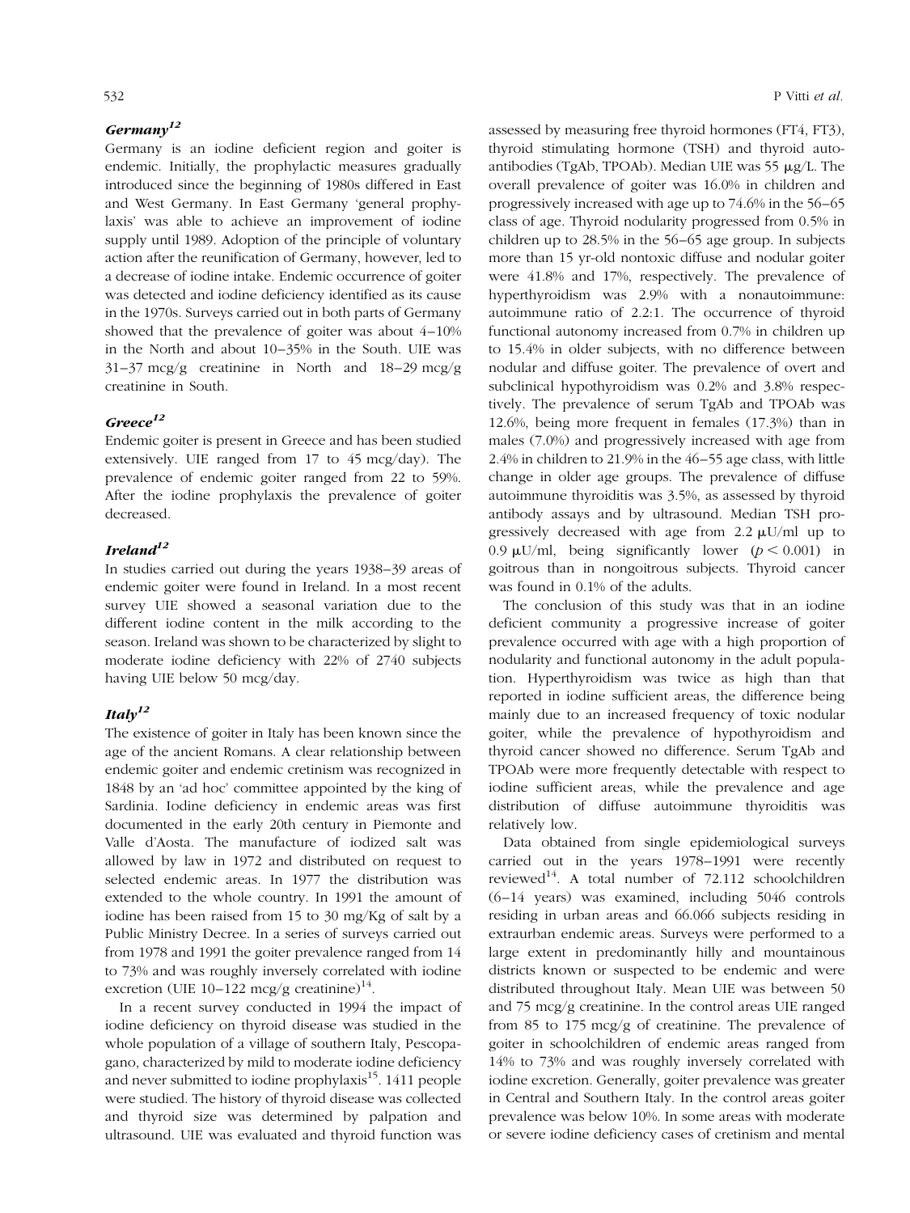### *Germany*[12]

Germany is an iodine deficient region and goiter is endemic. Initially, the prophylactic measures gradually introduced since the beginning of 1980s differed in East and West Germany. In East Germany 'general prophylaxis' was able to achieve an improvement of iodine supply until 1989. Adoption of the principle of voluntary action after the reunification of Germany, however, led to a decrease of iodine intake. Endemic occurrence of goiter was detected and iodine deficiency identified as its cause in the 1970s. Surveys carried out in both parts of Germany showed that the prevalence of goiter was about 4–10% in the North and about 10–35% in the South. UIE was 31–37 mcg/g creatinine in North and 18–29 mcg/g creatinine in South.

### *Greece*[12]

Endemic goiter is present in Greece and has been studied extensively. UIE ranged from 17 to 45 mcg/day). The prevalence of endemic goiter ranged from 22 to 59%. After the iodine prophylaxis the prevalence of goiter decreased.

### *Ireland*[12]

In studies carried out during the years 1938–39 areas of endemic goiter were found in Ireland. In a most recent survey UIE showed a seasonal variation due to the different iodine content in the milk according to the season. Ireland was shown to be characterized by slight to moderate iodine deficiency with 22% of 2740 subjects having UIE below 50 mcg/day.

### *Italy*[12]

The existence of goiter in Italy has been known since the age of the ancient Romans. A clear relationship between endemic goiter and endemic cretinism was recognized in 1848 by an 'ad hoc' committee appointed by the king of Sardinia. Iodine deficiency in endemic areas was first documented in the early 20th century in Piemonte and Valle d'Aosta. The manufacture of iodized salt was allowed by law in 1972 and distributed on request to selected endemic areas. In 1977 the distribution was extended to the whole country. In 1991 the amount of iodine has been raised from 15 to 30 mg/Kg of salt by a Public Ministry Decree. In a series of surveys carried out from 1978 and 1991 the goiter prevalence ranged from 14 to 73% and was roughly inversely correlated with iodine excretion (UIE 10–122 mcg/g creatinine)[14].

In a recent survey conducted in 1994 the impact of iodine deficiency on thyroid disease was studied in the whole population of a village of southern Italy, Pescopagano, characterized by mild to moderate iodine deficiency and never submitted to iodine prophylaxis[15]. 1411 people were studied. The history of thyroid disease was collected and thyroid size was determined by palpation and ultrasound. UIE was evaluated and thyroid function was assessed by measuring free thyroid hormones (FT4, FT3), thyroid stimulating hormone (TSH) and thyroid autoantibodies (TgAb, TPOAb). Median UIE was 55 μg/L. The overall prevalence of goiter was 16.0% in children and progressively increased with age up to 74.6% in the 56–65 class of age. Thyroid nodularity progressed from 0.5% in children up to 28.5% in the 56–65 age group. In subjects more than 15 yr-old nontoxic diffuse and nodular goiter were 41.8% and 17%, respectively. The prevalence of hyperthyroidism was 2.9% with a nonautoimmune: autoimmune ratio of 2.2:1. The occurrence of thyroid functional autonomy increased from 0.7% in children up to 15.4% in older subjects, with no difference between nodular and diffuse goiter. The prevalence of overt and subclinical hypothyroidism was 0.2% and 3.8% respectively. The prevalence of serum TgAb and TPOAb was 12.6%, being more frequent in females (17.3%) than in males (7.0%) and progressively increased with age from 2.4% in children to 21.9% in the 46–55 age class, with little change in older age groups. The prevalence of diffuse autoimmune thyroiditis was 3.5%, as assessed by thyroid antibody assays and by ultrasound. Median TSH progressively decreased with age from 2.2 μU/ml up to 0.9 μU/ml, being significantly lower ($p < 0.001$) in goitrous than in nongoitrous subjects. Thyroid cancer was found in 0.1% of the adults.

The conclusion of this study was that in an iodine deficient community a progressive increase of goiter prevalence occurred with age with a high proportion of nodularity and functional autonomy in the adult population. Hyperthyroidism was twice as high than that reported in iodine sufficient areas, the difference being mainly due to an increased frequency of toxic nodular goiter, while the prevalence of hypothyroidism and thyroid cancer showed no difference. Serum TgAb and TPOAb were more frequently detectable with respect to iodine sufficient areas, while the prevalence and age distribution of diffuse autoimmune thyroiditis was relatively low.

Data obtained from single epidemiological surveys carried out in the years 1978–1991 were recently reviewed[14]. A total number of 72.112 schoolchildren (6–14 years) was examined, including 5046 controls residing in urban areas and 66.066 subjects residing in extraurban endemic areas. Surveys were performed to a large extent in predominantly hilly and mountainous districts known or suspected to be endemic and were distributed throughout Italy. Mean UIE was between 50 and 75 mcg/g creatinine. In the control areas UIE ranged from 85 to 175 mcg/g of creatinine. The prevalence of goiter in schoolchildren of endemic areas ranged from 14% to 73% and was roughly inversely correlated with iodine excretion. Generally, goiter prevalence was greater in Central and Southern Italy. In the control areas goiter prevalence was below 10%. In some areas with moderate or severe iodine deficiency cases of cretinism and mental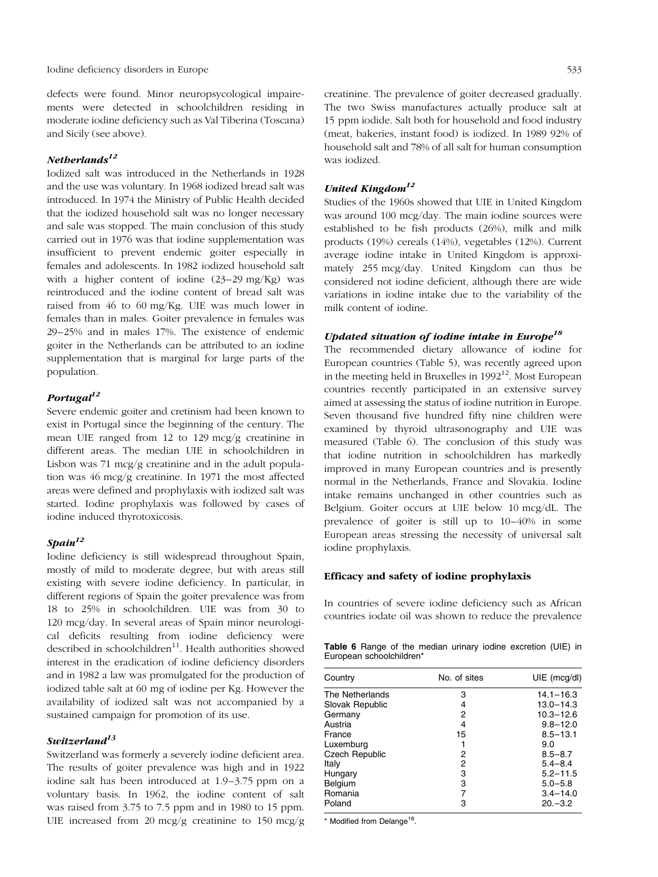defects were found. Minor neuropsycological impairements were detected in schoolchildren residing in moderate iodine deficiency such as Val Tiberina (Toscana) and Sicily (see above).

### *Netherlands*[12]

Iodized salt was introduced in the Netherlands in 1928 and the use was voluntary. In 1968 iodized bread salt was introduced. In 1974 the Ministry of Public Health decided that the iodized household salt was no longer necessary and sale was stopped. The main conclusion of this study carried out in 1976 was that iodine supplementation was insufficient to prevent endemic goiter especially in females and adolescents. In 1982 iodized household salt with a higher content of iodine (23–29 mg/Kg) was reintroduced and the iodine content of bread salt was raised from 46 to 60 mg/Kg. UIE was much lower in females than in males. Goiter prevalence in females was 29–25% and in males 17%. The existence of endemic goiter in the Netherlands can be attributed to an iodine supplementation that is marginal for large parts of the population.

### *Portugal*[12]

Severe endemic goiter and cretinism had been known to exist in Portugal since the beginning of the century. The mean UIE ranged from 12 to 129 mcg/g creatinine in different areas. The median UIE in schoolchildren in Lisbon was 71 mcg/g creatinine and in the adult population was 46 mcg/g creatinine. In 1971 the most affected areas were defined and prophylaxis with iodized salt was started. Iodine prophylaxis was followed by cases of iodine induced thyrotoxicosis.

### *Spain*[12]

Iodine deficiency is still widespread throughout Spain, mostly of mild to moderate degree, but with areas still existing with severe iodine deficiency. In particular, in different regions of Spain the goiter prevalence was from 18 to 25% in schoolchildren. UIE was from 30 to 120 mcg/day. In several areas of Spain minor neurological deficits resulting from iodine deficiency were described in schoolchildren[11]. Health authorities showed interest in the eradication of iodine deficiency disorders and in 1982 a law was promulgated for the production of iodized table salt at 60 mg of iodine per Kg. However the availability of iodized salt was not accompanied by a sustained campaign for promotion of its use.

### *Switzerland*[13]

Switzerland was formerly a severely iodine deficient area. The results of goiter prevalence was high and in 1922 iodine salt has been introduced at 1.9–3.75 ppm on a voluntary basis. In 1962, the iodine content of salt was raised from 3.75 to 7.5 ppm and in 1980 to 15 ppm. UIE increased from 20 mcg/g creatinine to 150 mcg/g creatinine. The prevalence of goiter decreased gradually. The two Swiss manufactures actually produce salt at 15 ppm iodide. Salt both for household and food industry (meat, bakeries, instant food) is iodized. In 1989 92% of household salt and 78% of all salt for human consumption was iodized.

### *United Kingdom*[12]

Studies of the 1960s showed that UIE in United Kingdom was around 100 mcg/day. The main iodine sources were established to be fish products (26%), milk and milk products (19%) cereals (14%), vegetables (12%). Current average iodine intake in United Kingdom is approximately 255 mcg/day. United Kingdom can thus be considered not iodine deficient, although there are wide variations in iodine intake due to the variability of the milk content of iodine.

### *Updated situation of iodine intake in Europe*[18]

The recommended dietary allowance of iodine for European countries (Table 5), was recently agreed upon in the meeting held in Bruxelles in 1992[12]. Most European countries recently participated in an extensive survey aimed at assessing the status of iodine nutrition in Europe. Seven thousand five hundred fifty nine children were examined by thyroid ultrasonography and UIE was measured (Table 6). The conclusion of this study was that iodine nutrition in schoolchildren has markedly improved in many European countries and is presently normal in the Netherlands, France and Slovakia. Iodine intake remains unchanged in other countries such as Belgium. Goiter occurs at UIE below 10 mcg/dL. The prevalence of goiter is still up to 10–40% in some European areas stressing the necessity of universal salt iodine prophylaxis.

## Efficacy and safety of iodine prophylaxis

In countries of severe iodine deficiency such as African countries iodate oil was shown to reduce the prevalence

**Table 6** Range of the median urinary iodine excretion (UIE) in European schoolchildren*

| Country | No. of sites | UIE (mcg/dl) |
|---|---|---|
| The Netherlands | 3 | 14.1–16.3 |
| Slovak Republic | 4 | 13.0–14.3 |
| Germany | 2 | 10.3–12.6 |
| Austria | 4 | 9.8–12.0 |
| France | 15 | 8.5–13.1 |
| Luxemburg | 1 | 9.0 |
| Czech Republic | 2 | 8.5–8.7 |
| Italy | 2 | 5.4–8.4 |
| Hungary | 3 | 5.2–11.5 |
| Belgium | 3 | 5.0–5.8 |
| Romania | 7 | 3.4–14.0 |
| Poland | 3 | 20.–3.2 |

\* Modified from Delange[18].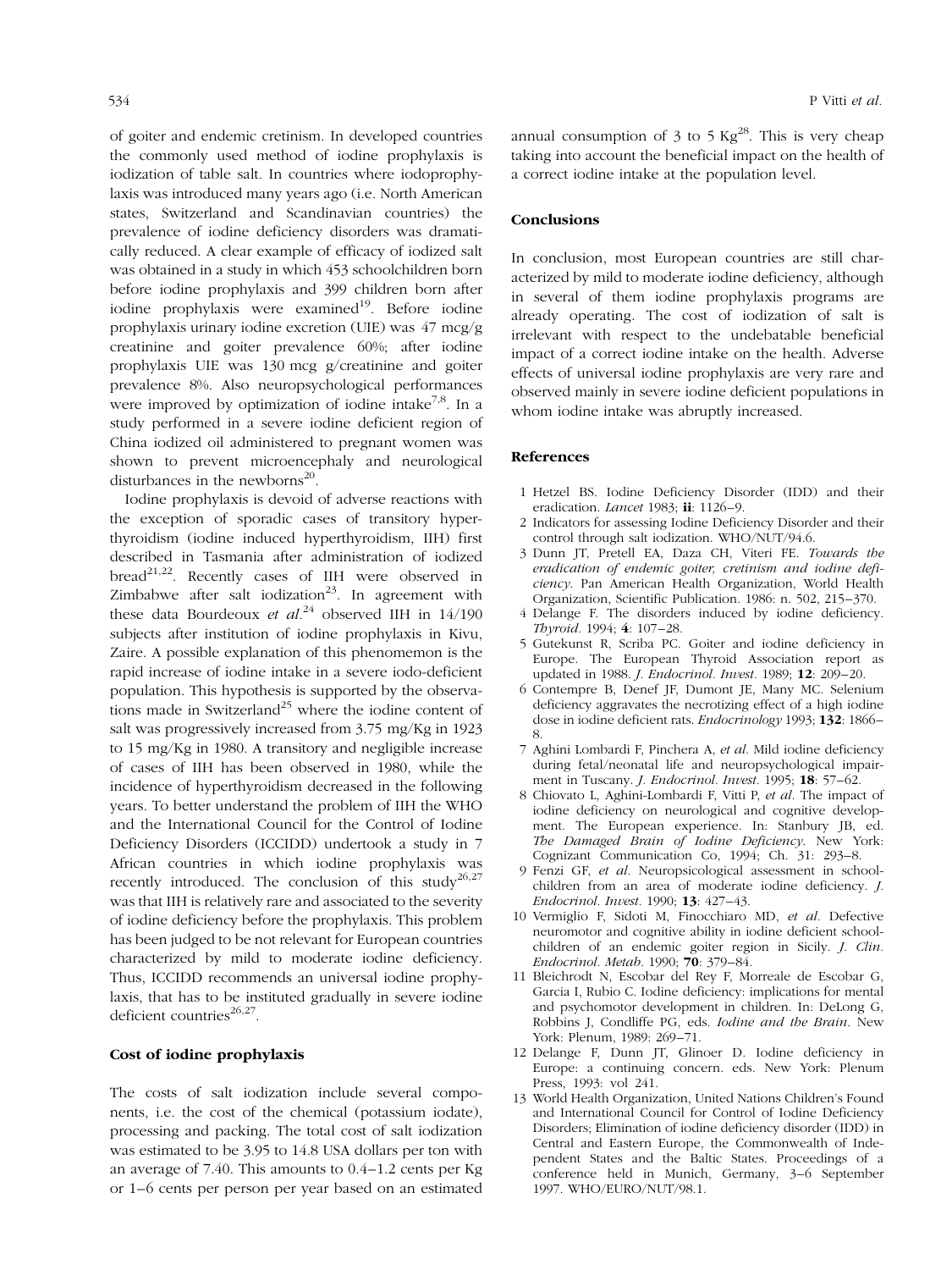of goiter and endemic cretinism. In developed countries the commonly used method of iodine prophylaxis is iodization of table salt. In countries where iodoprophylaxis was introduced many years ago (i.e. North American states, Switzerland and Scandinavian countries) the prevalence of iodine deficiency disorders was dramatically reduced. A clear example of efficacy of iodized salt was obtained in a study in which 453 schoolchildren born before iodine prophylaxis and 399 children born after iodine prophylaxis were examined[19]. Before iodine prophylaxis urinary iodine excretion (UIE) was 47 mcg/g creatinine and goiter prevalence 60%; after iodine prophylaxis UIE was 130 mcg g/creatinine and goiter prevalence 8%. Also neuropsychological performances were improved by optimization of iodine intake[7,8]. In a study performed in a severe iodine deficient region of China iodized oil administered to pregnant women was shown to prevent microencephaly and neurological disturbances in the newborns[20].

Iodine prophylaxis is devoid of adverse reactions with the exception of sporadic cases of transitory hyperthyroidism (iodine induced hyperthyroidism, IIH) first described in Tasmania after administration of iodized bread[21,22]. Recently cases of IIH were observed in Zimbabwe after salt iodization[23]. In agreement with these data Bourdeoux *et al.*[24] observed IIH in 14/190 subjects after institution of iodine prophylaxis in Kivu, Zaire. A possible explanation of this phenomemon is the rapid increase of iodine intake in a severe iodo-deficient population. This hypothesis is supported by the observations made in Switzerland[25] where the iodine content of salt was progressively increased from 3.75 mg/Kg in 1923 to 15 mg/Kg in 1980. A transitory and negligible increase of cases of IIH has been observed in 1980, while the incidence of hyperthyroidism decreased in the following years. To better understand the problem of IIH the WHO and the International Council for the Control of Iodine Deficiency Disorders (ICCIDD) undertook a study in 7 African countries in which iodine prophylaxis was recently introduced. The conclusion of this study[26,27] was that IIH is relatively rare and associated to the severity of iodine deficiency before the prophylaxis. This problem has been judged to be not relevant for European countries characterized by mild to moderate iodine deficiency. Thus, ICCIDD recommends an universal iodine prophylaxis, that has to be instituted gradually in severe iodine deficient countries[26,27].

## Cost of iodine prophylaxis

The costs of salt iodization include several components, i.e. the cost of the chemical (potassium iodate), processing and packing. The total cost of salt iodization was estimated to be 3.95 to 14.8 USA dollars per ton with an average of 7.40. This amounts to 0.4–1.2 cents per Kg or 1–6 cents per person per year based on an estimated annual consumption of 3 to 5 Kg[28]. This is very cheap taking into account the beneficial impact on the health of a correct iodine intake at the population level.

## Conclusions

In conclusion, most European countries are still characterized by mild to moderate iodine deficiency, although in several of them iodine prophylaxis programs are already operating. The cost of iodization of salt is irrelevant with respect to the undebatable beneficial impact of a correct iodine intake on the health. Adverse effects of universal iodine prophylaxis are very rare and observed mainly in severe iodine deficient populations in whom iodine intake was abruptly increased.

## References

1 Hetzel BS. Iodine Deficiency Disorder (IDD) and their eradication. *Lancet* 1983; **ii**: 1126–9.
2 Indicators for assessing Iodine Deficiency Disorder and their control through salt iodization. WHO/NUT/94.6.
3 Dunn JT, Pretell EA, Daza CH, Viteri FE. *Towards the eradication of endemic goiter, cretinism and iodine deficiency*. Pan American Health Organization, World Health Organization, Scientific Publication. 1986: n. 502, 215–370.
4 Delange F. The disorders induced by iodine deficiency. *Thyroid*. 1994; **4**: 107–28.
5 Gutekunst R, Scriba PC. Goiter and iodine deficiency in Europe. The European Thyroid Association report as updated in 1988. *J. Endocrinol. Invest.* 1989; **12**: 209–20.
6 Contempre B, Denef JF, Dumont JE, Many MC. Selenium deficiency aggravates the necrotizing effect of a high iodine dose in iodine deficient rats. *Endocrinology* 1993; **132**: 1866–8.
7 Aghini Lombardi F, Pinchera A, *et al.* Mild iodine deficiency during fetal/neonatal life and neuropsychological impairment in Tuscany. *J. Endocrinol. Invest.* 1995; **18**: 57–62.
8 Chiovato L, Aghini-Lombardi F, Vitti P, *et al.* The impact of iodine deficiency on neurological and cognitive development. The European experience. In: Stanbury JB, ed. *The Damaged Brain of Iodine Deficiency*. New York: Cognizant Communication Co, 1994; Ch. 31: 293–8.
9 Fenzi GF, *et al.* Neuropsicological assessment in schoolchildren from an area of moderate iodine deficiency. *J. Endocrinol. Invest.* 1990; **13**: 427–43.
10 Vermiglio F, Sidoti M, Finocchiaro MD, *et al.* Defective neuromotor and cognitive ability in iodine deficient schoolchildren of an endemic goiter region in Sicily. *J. Clin. Endocrinol. Metab.* 1990; **70**: 379–84.
11 Bleichrodt N, Escobar del Rey F, Morreale de Escobar G, Garcia I, Rubio C. Iodine deficiency: implications for mental and psychomotor development in children. In: DeLong G, Robbins J, Condliffe PG, eds. *Iodine and the Brain*. New York: Plenum, 1989: 269–71.
12 Delange F, Dunn JT, Glinoer D. Iodine deficiency in Europe: a continuing concern. eds. New York: Plenum Press, 1993: vol 241.
13 World Health Organization, United Nations Children's Found and International Council for Control of Iodine Deficiency Disorders; Elimination of iodine deficiency disorder (IDD) in Central and Eastern Europe, the Commonwealth of Independent States and the Baltic States. Proceedings of a conference held in Munich, Germany, 3–6 September 1997. WHO/EURO/NUT/98.1.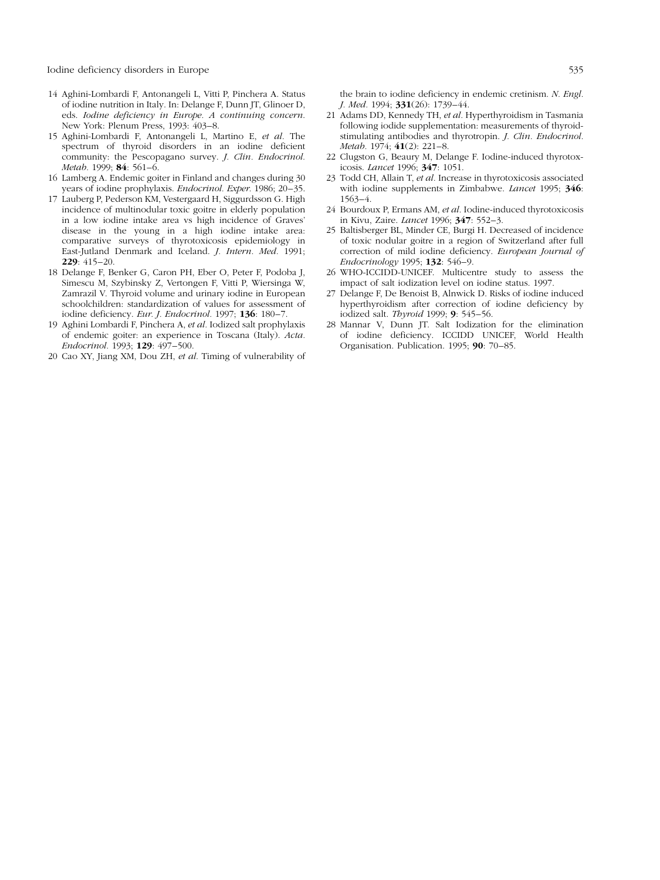14 Aghini-Lombardi F, Antonangeli L, Vitti P, Pinchera A. Status of iodine nutrition in Italy. In: Delange F, Dunn JT, Glinoer D, eds. *Iodine deficiency in Europe. A continuing concern.* New York: Plenum Press, 1993: 403–8.

15 Aghini-Lombardi F, Antonangeli L, Martino E, *et al.* The spectrum of thyroid disorders in an iodine deficient community: the Pescopagano survey. *J. Clin. Endocrinol. Metab.* 1999; **84**: 561–6.

16 Lamberg A. Endemic goiter in Finland and changes during 30 years of iodine prophylaxis. *Endocrinol. Exper.* 1986; 20–35.

17 Lauberg P, Pederson KM, Vestergaard H, Siggurdsson G. High incidence of multinodular toxic goitre in elderly population in a low iodine intake area vs high incidence of Graves' disease in the young in a high iodine intake area: comparative surveys of thyrotoxicosis epidemiology in East-Jutland Denmark and Iceland. *J. Intern. Med.* 1991; **229**: 415–20.

18 Delange F, Benker G, Caron PH, Eber O, Peter F, Podoba J, Simescu M, Szybinsky Z, Vertongen F, Vitti P, Wiersinga W, Zamrazil V. Thyroid volume and urinary iodine in European schoolchildren: standardization of values for assessment of iodine deficiency. *Eur. J. Endocrinol.* 1997; **136**: 180–7.

19 Aghini Lombardi F, Pinchera A, *et al.* Iodized salt prophylaxis of endemic goiter: an experience in Toscana (Italy). *Acta. Endocrinol.* 1993; **129**: 497–500.

20 Cao XY, Jiang XM, Dou ZH, *et al.* Timing of vulnerability of the brain to iodine deficiency in endemic cretinism. *N. Engl. J. Med.* 1994; **331**(26): 1739–44.

21 Adams DD, Kennedy TH, *et al.* Hyperthyroidism in Tasmania following iodide supplementation: measurements of thyroid-stimulating antibodies and thyrotropin. *J. Clin. Endocrinol. Metab.* 1974; **41**(2): 221–8.

22 Clugston G, Beaury M, Delange F. Iodine-induced thyrotoxicosis. *Lancet* 1996; **347**: 1051.

23 Todd CH, Allain T, *et al.* Increase in thyrotoxicosis associated with iodine supplements in Zimbabwe. *Lancet* 1995; **346**: 1563–4.

24 Bourdoux P, Ermans AM, *et al.* Iodine-induced thyrotoxicosis in Kivu, Zaire. *Lancet* 1996; **347**: 552–3.

25 Baltisberger BL, Minder CE, Burgi H. Decreased of incidence of toxic nodular goitre in a region of Switzerland after full correction of mild iodine deficiency. *European Journal of Endocrinology* 1995; **132**: 546–9.

26 WHO-ICCIDD-UNICEF. Multicentre study to assess the impact of salt iodization level on iodine status. 1997.

27 Delange F, De Benoist B, Alnwick D. Risks of iodine induced hyperthyroidism after correction of iodine deficiency by iodized salt. *Thyroid* 1999; **9**: 545–56.

28 Mannar V, Dunn JT. Salt Iodization for the elimination of iodine deficiency. ICCIDD UNICEF, World Health Organisation. Publication. 1995; **90**: 70–85.